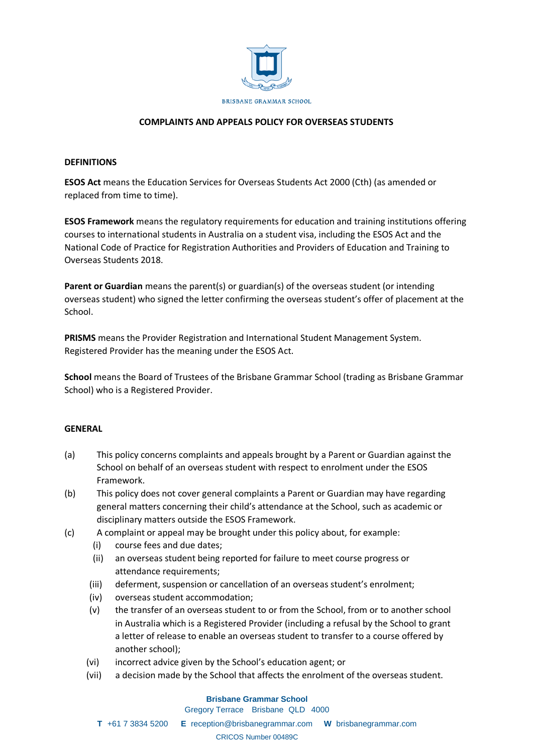BRISBANE GRAMMAR SCHOOL

# COMPLAINTS AND APPEALS POLICY FOR OVERSEAS STUDENTS

## DEFINITIONS

**ESOS Act** means the Education Services for Overseas Students Act 2000 (Cth) (as amended or replaced from time to time).

**ESOS Framework** means the regulatory requirements for education and training institutions offering courses to international students in Australia on a student visa, including the ESOS Act and the National Code of Practice for Registration Authorities and Providers of Education and Training to Overseas Students 2018.

**Parent or Guardian** means the parent(s) or guardian(s) of the overseas student (or intending overseas student) who signed the letter confirming the overseas student's offer of placement at the School.

**PRISMS** means the Provider Registration and International Student Management System. Registered Provider has the meaning under the ESOS Act.

**School** means the Board of Trustees of the Brisbane Grammar School (trading as Brisbane Grammar School) who is a Registered Provider.

## GENERAL

(a) This policy concerns complaints and appeals brought by a Parent or Guardian against the School on behalf of an overseas student with respect to enrolment under the ESOS Framework.

(b) This policy does not cover general complaints a Parent or Guardian may have regarding general matters concerning their child's attendance at the School, such as academic or disciplinary matters outside the ESOS Framework.

(c) A complaint or appeal may be brought under this policy about, for example:

  (i) course fees and due dates;

  (ii) an overseas student being reported for failure to meet course progress or attendance requirements;

  (iii) deferment, suspension or cancellation of an overseas student's enrolment;

  (iv) overseas student accommodation;

  (v) the transfer of an overseas student to or from the School, from or to another school in Australia which is a Registered Provider (including a refusal by the School to grant a letter of release to enable an overseas student to transfer to a course offered by another school);

  (vi) incorrect advice given by the School's education agent; or

  (vii) a decision made by the School that affects the enrolment of the overseas student.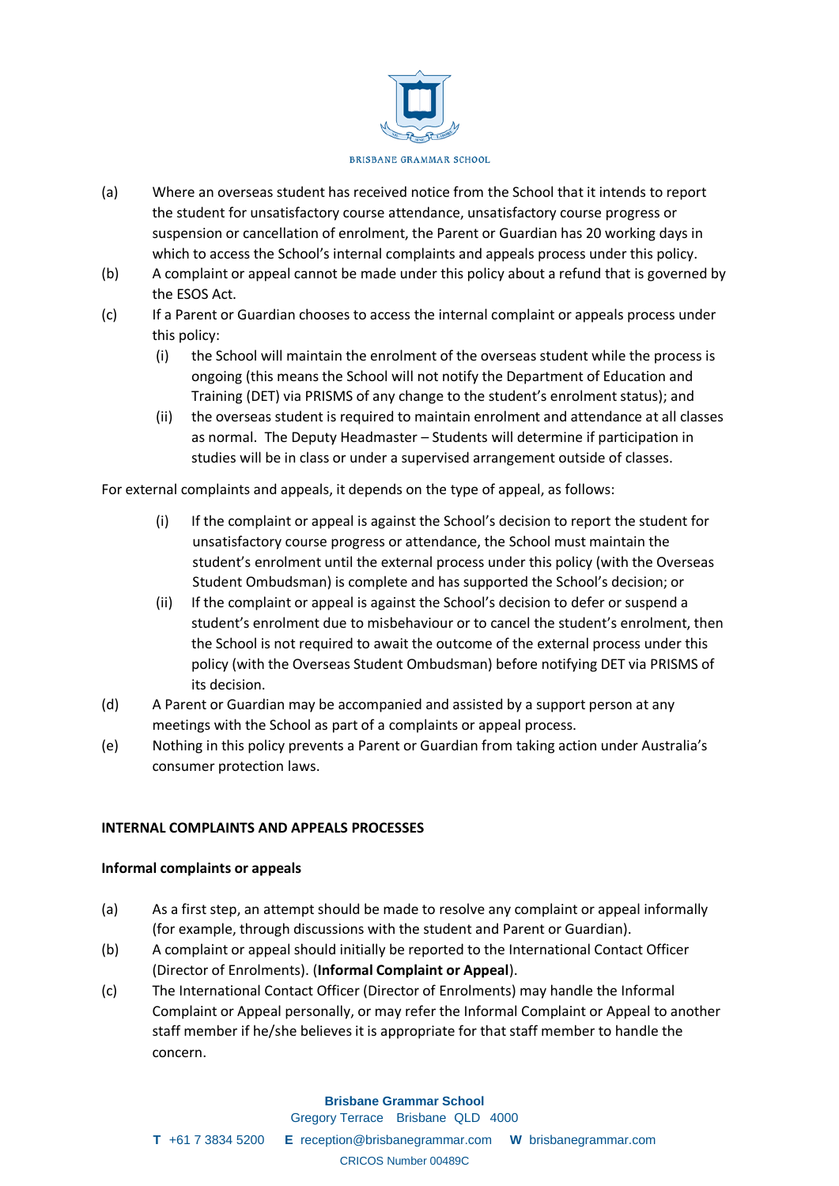(a) Where an overseas student has received notice from the School that it intends to report the student for unsatisfactory course attendance, unsatisfactory course progress or suspension or cancellation of enrolment, the Parent or Guardian has 20 working days in which to access the School's internal complaints and appeals process under this policy.

(b) A complaint or appeal cannot be made under this policy about a refund that is governed by the ESOS Act.

(c) If a Parent or Guardian chooses to access the internal complaint or appeals process under this policy:

   (i) the School will maintain the enrolment of the overseas student while the process is ongoing (this means the School will not notify the Department of Education and Training (DET) via PRISMS of any change to the student's enrolment status); and

   (ii) the overseas student is required to maintain enrolment and attendance at all classes as normal. The Deputy Headmaster – Students will determine if participation in studies will be in class or under a supervised arrangement outside of classes.

For external complaints and appeals, it depends on the type of appeal, as follows:

   (i) If the complaint or appeal is against the School's decision to report the student for unsatisfactory course progress or attendance, the School must maintain the student's enrolment until the external process under this policy (with the Overseas Student Ombudsman) is complete and has supported the School's decision; or

   (ii) If the complaint or appeal is against the School's decision to defer or suspend a student's enrolment due to misbehaviour or to cancel the student's enrolment, then the School is not required to await the outcome of the external process under this policy (with the Overseas Student Ombudsman) before notifying DET via PRISMS of its decision.

(d) A Parent or Guardian may be accompanied and assisted by a support person at any meetings with the School as part of a complaints or appeal process.

(e) Nothing in this policy prevents a Parent or Guardian from taking action under Australia's consumer protection laws.

**INTERNAL COMPLAINTS AND APPEALS PROCESSES**

**Informal complaints or appeals**

(a) As a first step, an attempt should be made to resolve any complaint or appeal informally (for example, through discussions with the student and Parent or Guardian).

(b) A complaint or appeal should initially be reported to the International Contact Officer (Director of Enrolments). (**Informal Complaint or Appeal**).

(c) The International Contact Officer (Director of Enrolments) may handle the Informal Complaint or Appeal personally, or may refer the Informal Complaint or Appeal to another staff member if he/she believes it is appropriate for that staff member to handle the concern.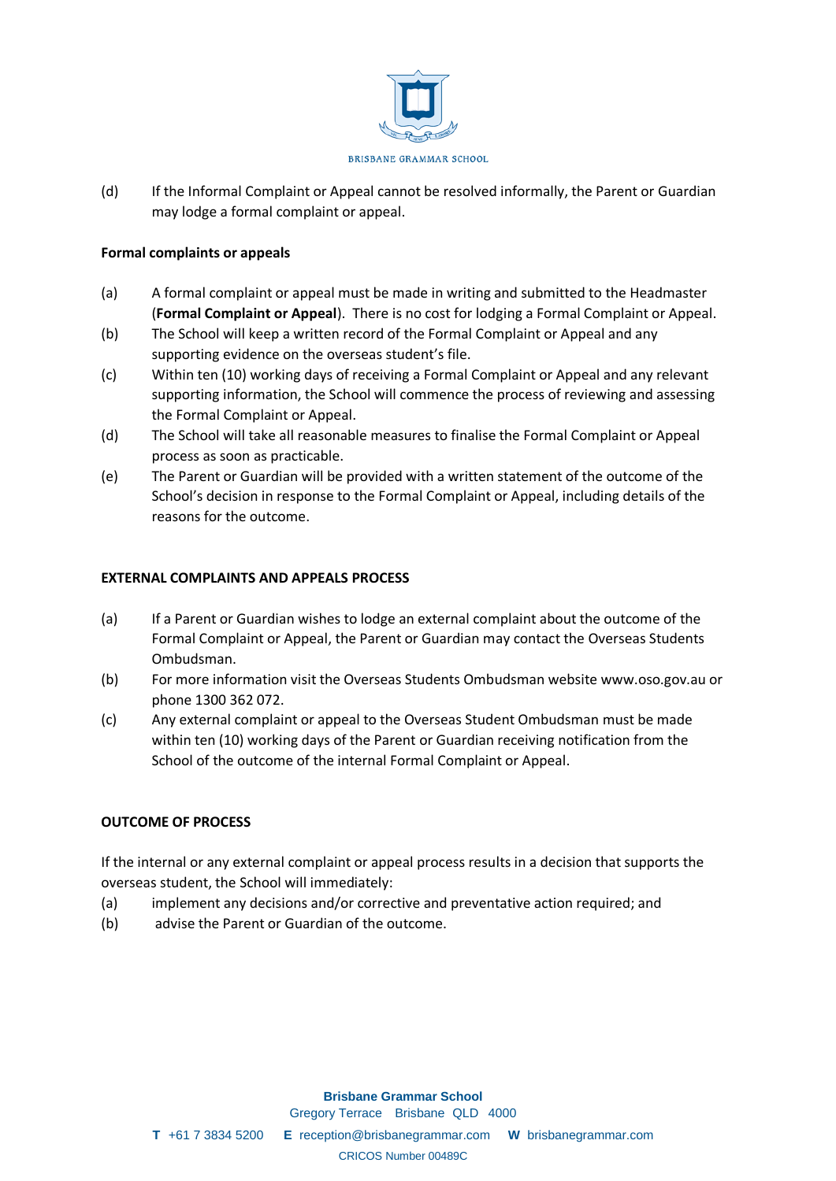(d) If the Informal Complaint or Appeal cannot be resolved informally, the Parent or Guardian may lodge a formal complaint or appeal.

**Formal complaints or appeals**

(a) A formal complaint or appeal must be made in writing and submitted to the Headmaster (**Formal Complaint or Appeal**). There is no cost for lodging a Formal Complaint or Appeal.
(b) The School will keep a written record of the Formal Complaint or Appeal and any supporting evidence on the overseas student's file.
(c) Within ten (10) working days of receiving a Formal Complaint or Appeal and any relevant supporting information, the School will commence the process of reviewing and assessing the Formal Complaint or Appeal.
(d) The School will take all reasonable measures to finalise the Formal Complaint or Appeal process as soon as practicable.
(e) The Parent or Guardian will be provided with a written statement of the outcome of the School's decision in response to the Formal Complaint or Appeal, including details of the reasons for the outcome.

**EXTERNAL COMPLAINTS AND APPEALS PROCESS**

(a) If a Parent or Guardian wishes to lodge an external complaint about the outcome of the Formal Complaint or Appeal, the Parent or Guardian may contact the Overseas Students Ombudsman.
(b) For more information visit the Overseas Students Ombudsman website www.oso.gov.au or phone 1300 362 072.
(c) Any external complaint or appeal to the Overseas Student Ombudsman must be made within ten (10) working days of the Parent or Guardian receiving notification from the School of the outcome of the internal Formal Complaint or Appeal.

**OUTCOME OF PROCESS**

If the internal or any external complaint or appeal process results in a decision that supports the overseas student, the School will immediately:
(a) implement any decisions and/or corrective and preventative action required; and
(b) advise the Parent or Guardian of the outcome.